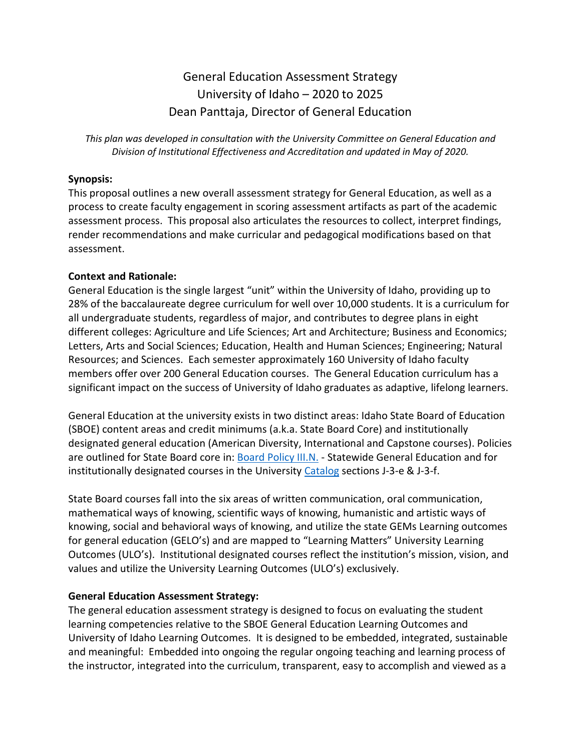# General Education Assessment Strategy
# University of Idaho – 2020 to 2025
# Dean Panttaja, Director of General Education

*This plan was developed in consultation with the University Committee on General Education and Division of Institutional Effectiveness and Accreditation and updated in May of 2020.*

**Synopsis:**

This proposal outlines a new overall assessment strategy for General Education, as well as a process to create faculty engagement in scoring assessment artifacts as part of the academic assessment process. This proposal also articulates the resources to collect, interpret findings, render recommendations and make curricular and pedagogical modifications based on that assessment.

**Context and Rationale:**

General Education is the single largest "unit" within the University of Idaho, providing up to 28% of the baccalaureate degree curriculum for well over 10,000 students. It is a curriculum for all undergraduate students, regardless of major, and contributes to degree plans in eight different colleges: Agriculture and Life Sciences; Art and Architecture; Business and Economics; Letters, Arts and Social Sciences; Education, Health and Human Sciences; Engineering; Natural Resources; and Sciences. Each semester approximately 160 University of Idaho faculty members offer over 200 General Education courses. The General Education curriculum has a significant impact on the success of University of Idaho graduates as adaptive, lifelong learners.

General Education at the university exists in two distinct areas: Idaho State Board of Education (SBOE) content areas and credit minimums (a.k.a. State Board Core) and institutionally designated general education (American Diversity, International and Capstone courses). Policies are outlined for State Board core in: Board Policy III.N. - Statewide General Education and for institutionally designated courses in the University Catalog sections J-3-e & J-3-f.

State Board courses fall into the six areas of written communication, oral communication, mathematical ways of knowing, scientific ways of knowing, humanistic and artistic ways of knowing, social and behavioral ways of knowing, and utilize the state GEMs Learning outcomes for general education (GELO's) and are mapped to "Learning Matters" University Learning Outcomes (ULO's). Institutional designated courses reflect the institution's mission, vision, and values and utilize the University Learning Outcomes (ULO's) exclusively.

**General Education Assessment Strategy:**

The general education assessment strategy is designed to focus on evaluating the student learning competencies relative to the SBOE General Education Learning Outcomes and University of Idaho Learning Outcomes. It is designed to be embedded, integrated, sustainable and meaningful: Embedded into ongoing the regular ongoing teaching and learning process of the instructor, integrated into the curriculum, transparent, easy to accomplish and viewed as a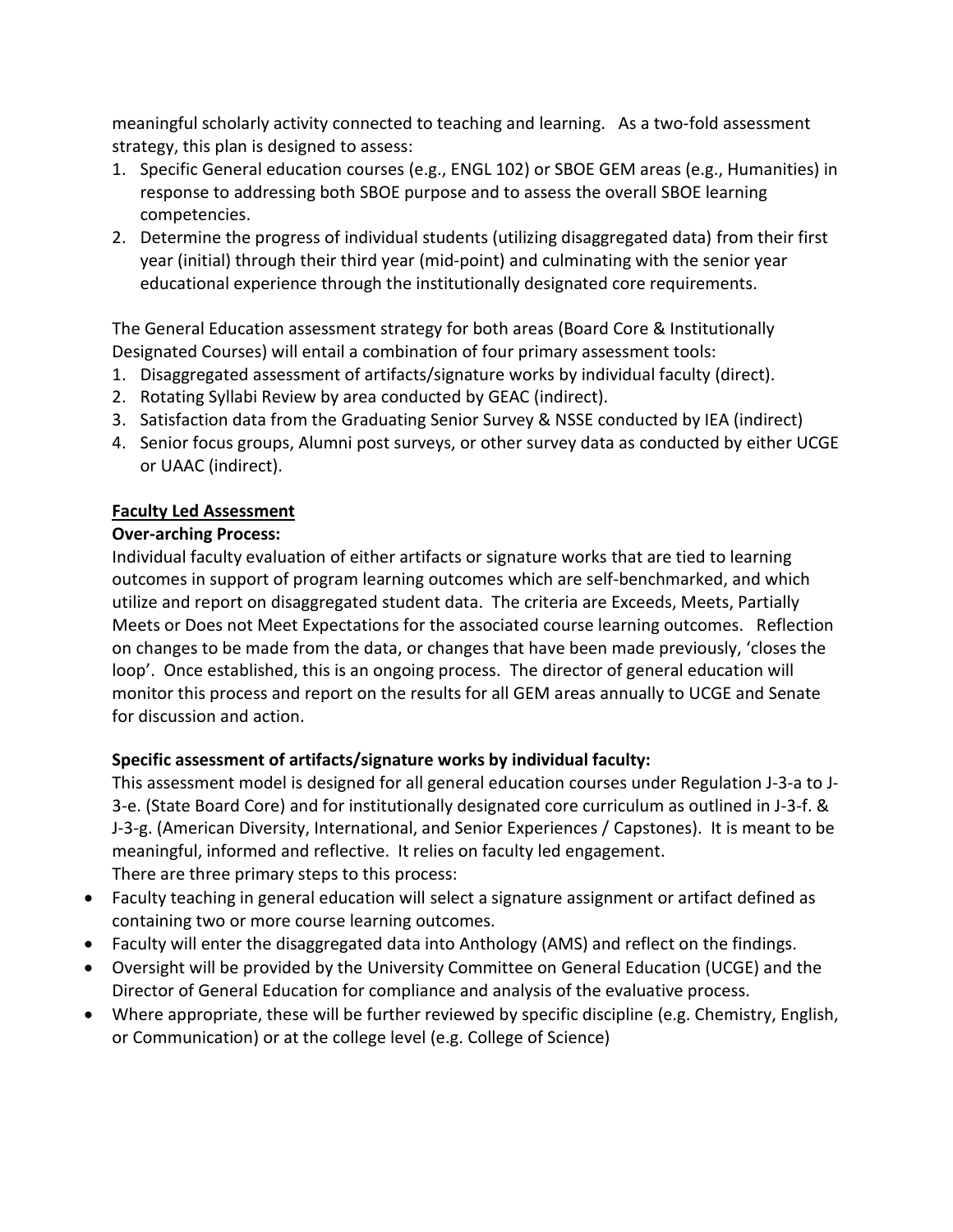meaningful scholarly activity connected to teaching and learning. As a two-fold assessment strategy, this plan is designed to assess:

1. Specific General education courses (e.g., ENGL 102) or SBOE GEM areas (e.g., Humanities) in response to addressing both SBOE purpose and to assess the overall SBOE learning competencies.
2. Determine the progress of individual students (utilizing disaggregated data) from their first year (initial) through their third year (mid-point) and culminating with the senior year educational experience through the institutionally designated core requirements.

The General Education assessment strategy for both areas (Board Core & Institutionally Designated Courses) will entail a combination of four primary assessment tools:

1. Disaggregated assessment of artifacts/signature works by individual faculty (direct).
2. Rotating Syllabi Review by area conducted by GEAC (indirect).
3. Satisfaction data from the Graduating Senior Survey & NSSE conducted by IEA (indirect)
4. Senior focus groups, Alumni post surveys, or other survey data as conducted by either UCGE or UAAC (indirect).

**Faculty Led Assessment**

**Over-arching Process:**

Individual faculty evaluation of either artifacts or signature works that are tied to learning outcomes in support of program learning outcomes which are self-benchmarked, and which utilize and report on disaggregated student data. The criteria are Exceeds, Meets, Partially Meets or Does not Meet Expectations for the associated course learning outcomes. Reflection on changes to be made from the data, or changes that have been made previously, 'closes the loop'. Once established, this is an ongoing process. The director of general education will monitor this process and report on the results for all GEM areas annually to UCGE and Senate for discussion and action.

**Specific assessment of artifacts/signature works by individual faculty:**

This assessment model is designed for all general education courses under Regulation J-3-a to J-3-e. (State Board Core) and for institutionally designated core curriculum as outlined in J-3-f. & J-3-g. (American Diversity, International, and Senior Experiences / Capstones). It is meant to be meaningful, informed and reflective. It relies on faculty led engagement.
There are three primary steps to this process:

- Faculty teaching in general education will select a signature assignment or artifact defined as containing two or more course learning outcomes.
- Faculty will enter the disaggregated data into Anthology (AMS) and reflect on the findings.
- Oversight will be provided by the University Committee on General Education (UCGE) and the Director of General Education for compliance and analysis of the evaluative process.
- Where appropriate, these will be further reviewed by specific discipline (e.g. Chemistry, English, or Communication) or at the college level (e.g. College of Science)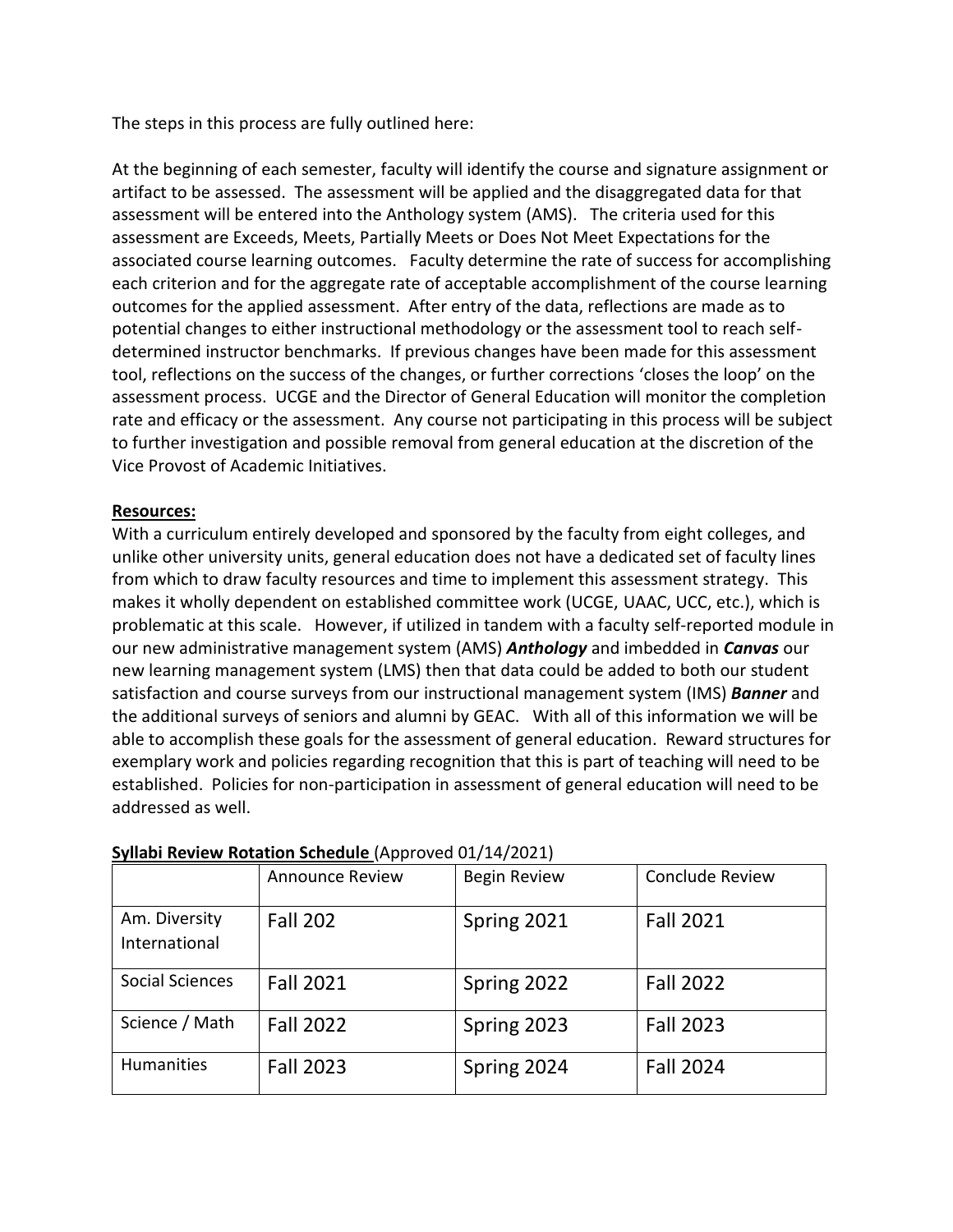The steps in this process are fully outlined here:

At the beginning of each semester, faculty will identify the course and signature assignment or artifact to be assessed. The assessment will be applied and the disaggregated data for that assessment will be entered into the Anthology system (AMS). The criteria used for this assessment are Exceeds, Meets, Partially Meets or Does Not Meet Expectations for the associated course learning outcomes. Faculty determine the rate of success for accomplishing each criterion and for the aggregate rate of acceptable accomplishment of the course learning outcomes for the applied assessment. After entry of the data, reflections are made as to potential changes to either instructional methodology or the assessment tool to reach self-determined instructor benchmarks. If previous changes have been made for this assessment tool, reflections on the success of the changes, or further corrections 'closes the loop' on the assessment process. UCGE and the Director of General Education will monitor the completion rate and efficacy or the assessment. Any course not participating in this process will be subject to further investigation and possible removal from general education at the discretion of the Vice Provost of Academic Initiatives.

**Resources:**

With a curriculum entirely developed and sponsored by the faculty from eight colleges, and unlike other university units, general education does not have a dedicated set of faculty lines from which to draw faculty resources and time to implement this assessment strategy. This makes it wholly dependent on established committee work (UCGE, UAAC, UCC, etc.), which is problematic at this scale. However, if utilized in tandem with a faculty self-reported module in our new administrative management system (AMS) ***Anthology*** and imbedded in ***Canvas*** our new learning management system (LMS) then that data could be added to both our student satisfaction and course surveys from our instructional management system (IMS) ***Banner*** and the additional surveys of seniors and alumni by GEAC. With all of this information we will be able to accomplish these goals for the assessment of general education. Reward structures for exemplary work and policies regarding recognition that this is part of teaching will need to be established. Policies for non-participation in assessment of general education will need to be addressed as well.

**Syllabi Review Rotation Schedule** (Approved 01/14/2021)

| | Announce Review | Begin Review | Conclude Review |
|---|---|---|---|
| Am. Diversity International | Fall 202 | Spring 2021 | Fall 2021 |
| Social Sciences | Fall 2021 | Spring 2022 | Fall 2022 |
| Science / Math | Fall 2022 | Spring 2023 | Fall 2023 |
| Humanities | Fall 2023 | Spring 2024 | Fall 2024 |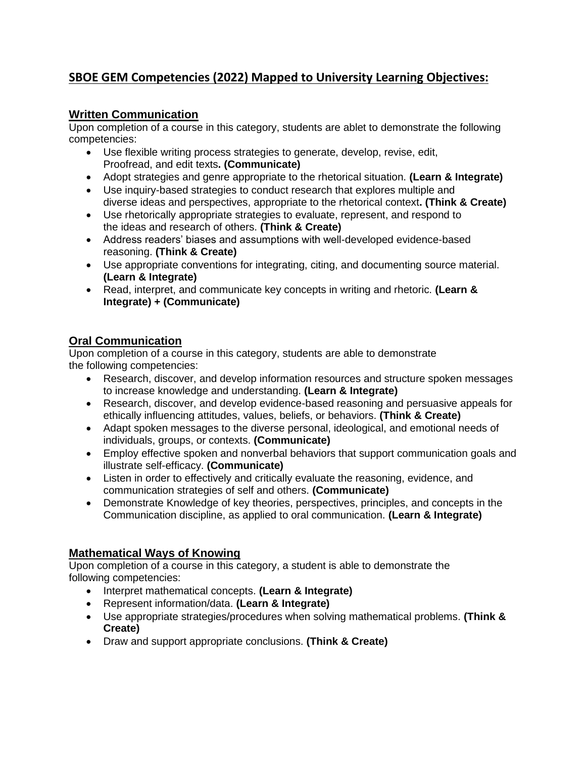## SBOE GEM Competencies (2022) Mapped to University Learning Objectives:

### Written Communication

Upon completion of a course in this category, students are ablet to demonstrate the following competencies:

- Use flexible writing process strategies to generate, develop, revise, edit, Proofread, and edit texts**. (Communicate)**
- Adopt strategies and genre appropriate to the rhetorical situation. **(Learn & Integrate)**
- Use inquiry-based strategies to conduct research that explores multiple and diverse ideas and perspectives, appropriate to the rhetorical context**. (Think & Create)**
- Use rhetorically appropriate strategies to evaluate, represent, and respond to the ideas and research of others. **(Think & Create)**
- Address readers' biases and assumptions with well-developed evidence-based reasoning. **(Think & Create)**
- Use appropriate conventions for integrating, citing, and documenting source material. **(Learn & Integrate)**
- Read, interpret, and communicate key concepts in writing and rhetoric. **(Learn & Integrate) + (Communicate)**

### Oral Communication

Upon completion of a course in this category, students are able to demonstrate the following competencies:

- Research, discover, and develop information resources and structure spoken messages to increase knowledge and understanding. **(Learn & Integrate)**
- Research, discover, and develop evidence-based reasoning and persuasive appeals for ethically influencing attitudes, values, beliefs, or behaviors. **(Think & Create)**
- Adapt spoken messages to the diverse personal, ideological, and emotional needs of individuals, groups, or contexts. **(Communicate)**
- Employ effective spoken and nonverbal behaviors that support communication goals and illustrate self-efficacy. **(Communicate)**
- Listen in order to effectively and critically evaluate the reasoning, evidence, and communication strategies of self and others. **(Communicate)**
- Demonstrate Knowledge of key theories, perspectives, principles, and concepts in the Communication discipline, as applied to oral communication. **(Learn & Integrate)**

### Mathematical Ways of Knowing

Upon completion of a course in this category, a student is able to demonstrate the following competencies:

- Interpret mathematical concepts. **(Learn & Integrate)**
- Represent information/data. **(Learn & Integrate)**
- Use appropriate strategies/procedures when solving mathematical problems. **(Think & Create)**
- Draw and support appropriate conclusions. **(Think & Create)**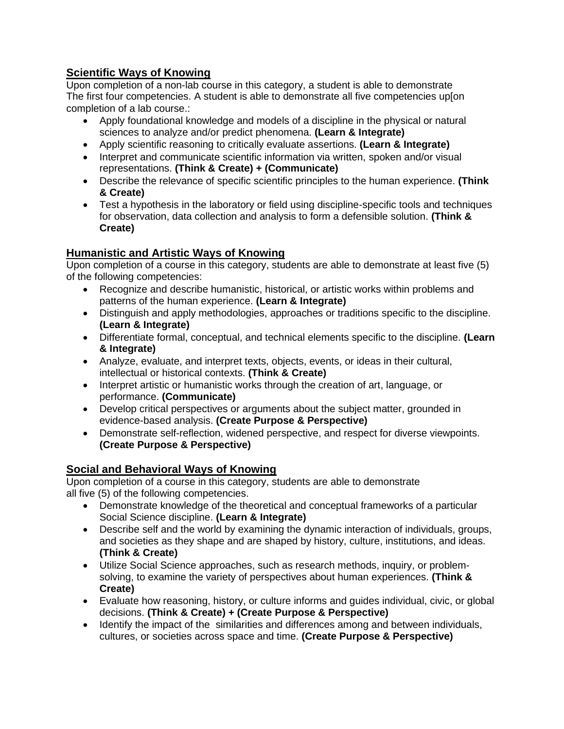## Scientific Ways of Knowing

Upon completion of a non-lab course in this category, a student is able to demonstrate The first four competencies. A student is able to demonstrate all five competencies up[on completion of a lab course.:

- Apply foundational knowledge and models of a discipline in the physical or natural sciences to analyze and/or predict phenomena. **(Learn & Integrate)**
- Apply scientific reasoning to critically evaluate assertions. **(Learn & Integrate)**
- Interpret and communicate scientific information via written, spoken and/or visual representations. **(Think & Create) + (Communicate)**
- Describe the relevance of specific scientific principles to the human experience. **(Think & Create)**
- Test a hypothesis in the laboratory or field using discipline-specific tools and techniques for observation, data collection and analysis to form a defensible solution. **(Think & Create)**

## Humanistic and Artistic Ways of Knowing

Upon completion of a course in this category, students are able to demonstrate at least five (5) of the following competencies:

- Recognize and describe humanistic, historical, or artistic works within problems and patterns of the human experience. **(Learn & Integrate)**
- Distinguish and apply methodologies, approaches or traditions specific to the discipline. **(Learn & Integrate)**
- Differentiate formal, conceptual, and technical elements specific to the discipline. **(Learn & Integrate)**
- Analyze, evaluate, and interpret texts, objects, events, or ideas in their cultural, intellectual or historical contexts. **(Think & Create)**
- Interpret artistic or humanistic works through the creation of art, language, or performance. **(Communicate)**
- Develop critical perspectives or arguments about the subject matter, grounded in evidence-based analysis. **(Create Purpose & Perspective)**
- Demonstrate self-reflection, widened perspective, and respect for diverse viewpoints. **(Create Purpose & Perspective)**

## Social and Behavioral Ways of Knowing

Upon completion of a course in this category, students are able to demonstrate all five (5) of the following competencies.

- Demonstrate knowledge of the theoretical and conceptual frameworks of a particular Social Science discipline. **(Learn & Integrate)**
- Describe self and the world by examining the dynamic interaction of individuals, groups, and societies as they shape and are shaped by history, culture, institutions, and ideas. **(Think & Create)**
- Utilize Social Science approaches, such as research methods, inquiry, or problem-solving, to examine the variety of perspectives about human experiences. **(Think & Create)**
- Evaluate how reasoning, history, or culture informs and guides individual, civic, or global decisions. **(Think & Create) + (Create Purpose & Perspective)**
- Identify the impact of the similarities and differences among and between individuals, cultures, or societies across space and time. **(Create Purpose & Perspective)**